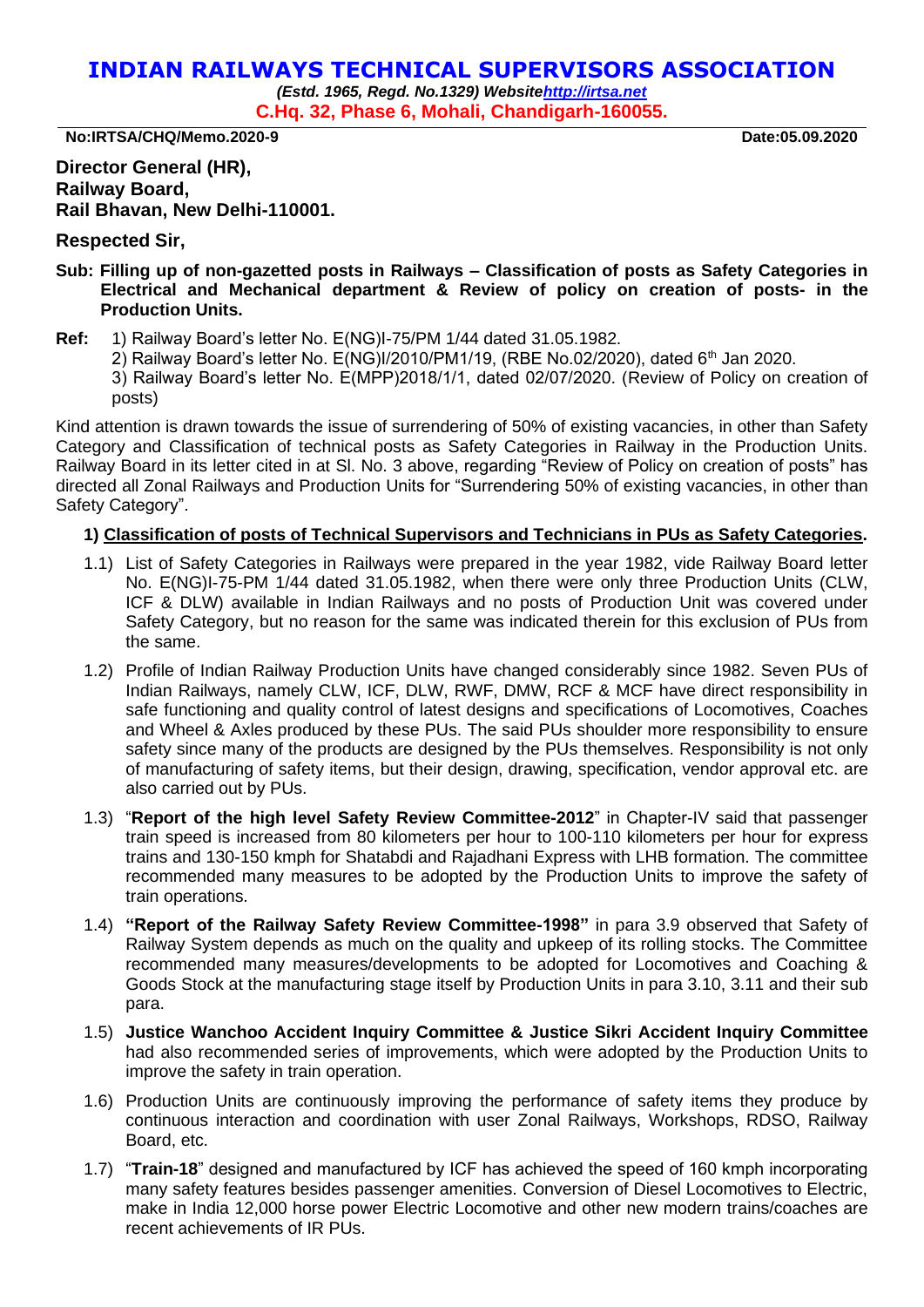# INDIAN RAILWAYS TECHNICAL SUPERVISORS ASSOCIATION

*(Estd. 1965, Regd. No.1329) Website[http://irtsa.net](http://irtsa.net)*

**C.Hq. 32, Phase 6, Mohali, Chandigarh-160055.**

**No:IRTSA/CHQ/Memo.2020-9** **Date:05.09.2020**

**Director General (HR),**
**Railway Board,**
**Rail Bhavan, New Delhi-110001.**

**Respected Sir,**

**Sub: Filling up of non-gazetted posts in Railways – Classification of posts as Safety Categories in Electrical and Mechanical department & Review of policy on creation of posts- in the Production Units.**

**Ref:** 1) Railway Board's letter No. E(NG)I-75/PM 1/44 dated 31.05.1982.
2) Railway Board's letter No. E(NG)I/2010/PM1/19, (RBE No.02/2020), dated 6th Jan 2020.
3) Railway Board's letter No. E(MPP)2018/1/1, dated 02/07/2020. (Review of Policy on creation of posts)

Kind attention is drawn towards the issue of surrendering of 50% of existing vacancies, in other than Safety Category and Classification of technical posts as Safety Categories in Railway in the Production Units. Railway Board in its letter cited in at Sl. No. 3 above, regarding "Review of Policy on creation of posts" has directed all Zonal Railways and Production Units for "Surrendering 50% of existing vacancies, in other than Safety Category".

**1) Classification of posts of Technical Supervisors and Technicians in PUs as Safety Categories.**

1.1) List of Safety Categories in Railways were prepared in the year 1982, vide Railway Board letter No. E(NG)I-75-PM 1/44 dated 31.05.1982, when there were only three Production Units (CLW, ICF & DLW) available in Indian Railways and no posts of Production Unit was covered under Safety Category, but no reason for the same was indicated therein for this exclusion of PUs from the same.

1.2) Profile of Indian Railway Production Units have changed considerably since 1982. Seven PUs of Indian Railways, namely CLW, ICF, DLW, RWF, DMW, RCF & MCF have direct responsibility in safe functioning and quality control of latest designs and specifications of Locomotives, Coaches and Wheel & Axles produced by these PUs. The said PUs shoulder more responsibility to ensure safety since many of the products are designed by the PUs themselves. Responsibility is not only of manufacturing of safety items, but their design, drawing, specification, vendor approval etc. are also carried out by PUs.

1.3) "**Report of the high level Safety Review Committee-2012**" in Chapter-IV said that passenger train speed is increased from 80 kilometers per hour to 100-110 kilometers per hour for express trains and 130-150 kmph for Shatabdi and Rajadhani Express with LHB formation. The committee recommended many measures to be adopted by the Production Units to improve the safety of train operations.

1.4) **"Report of the Railway Safety Review Committee-1998"** in para 3.9 observed that Safety of Railway System depends as much on the quality and upkeep of its rolling stocks. The Committee recommended many measures/developments to be adopted for Locomotives and Coaching & Goods Stock at the manufacturing stage itself by Production Units in para 3.10, 3.11 and their sub para.

1.5) **Justice Wanchoo Accident Inquiry Committee & Justice Sikri Accident Inquiry Committee** had also recommended series of improvements, which were adopted by the Production Units to improve the safety in train operation.

1.6) Production Units are continuously improving the performance of safety items they produce by continuous interaction and coordination with user Zonal Railways, Workshops, RDSO, Railway Board, etc.

1.7) "**Train-18**" designed and manufactured by ICF has achieved the speed of 160 kmph incorporating many safety features besides passenger amenities. Conversion of Diesel Locomotives to Electric, make in India 12,000 horse power Electric Locomotive and other new modern trains/coaches are recent achievements of IR PUs.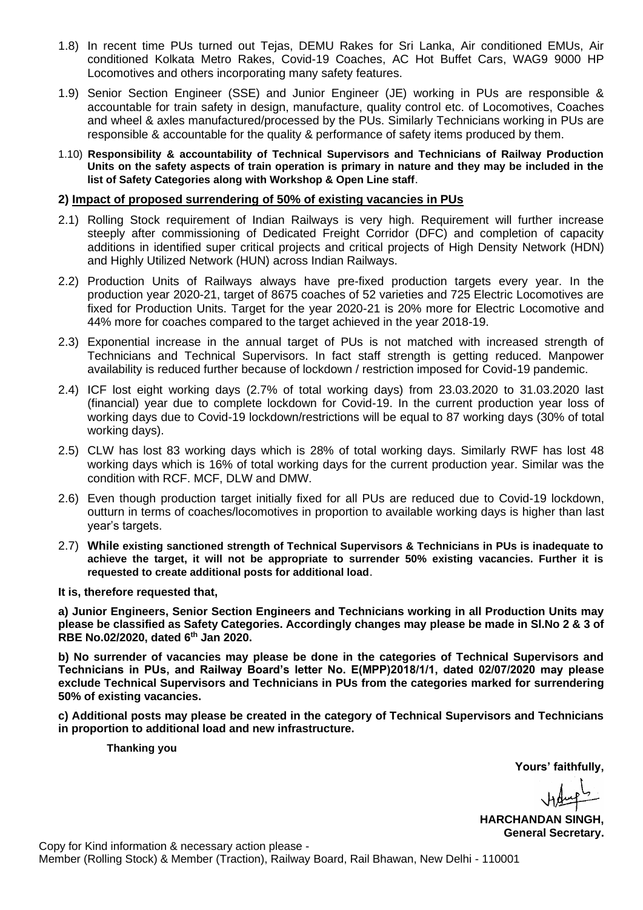1.8) In recent time PUs turned out Tejas, DEMU Rakes for Sri Lanka, Air conditioned EMUs, Air conditioned Kolkata Metro Rakes, Covid-19 Coaches, AC Hot Buffet Cars, WAG9 9000 HP Locomotives and others incorporating many safety features.

1.9) Senior Section Engineer (SSE) and Junior Engineer (JE) working in PUs are responsible & accountable for train safety in design, manufacture, quality control etc. of Locomotives, Coaches and wheel & axles manufactured/processed by the PUs. Similarly Technicians working in PUs are responsible & accountable for the quality & performance of safety items produced by them.

1.10) **Responsibility & accountability of Technical Supervisors and Technicians of Railway Production Units on the safety aspects of train operation is primary in nature and they may be included in the list of Safety Categories along with Workshop & Open Line staff**.

## 2) Impact of proposed surrendering of 50% of existing vacancies in PUs

2.1) Rolling Stock requirement of Indian Railways is very high. Requirement will further increase steeply after commissioning of Dedicated Freight Corridor (DFC) and completion of capacity additions in identified super critical projects and critical projects of High Density Network (HDN) and Highly Utilized Network (HUN) across Indian Railways.

2.2) Production Units of Railways always have pre-fixed production targets every year. In the production year 2020-21, target of 8675 coaches of 52 varieties and 725 Electric Locomotives are fixed for Production Units. Target for the year 2020-21 is 20% more for Electric Locomotive and 44% more for coaches compared to the target achieved in the year 2018-19.

2.3) Exponential increase in the annual target of PUs is not matched with increased strength of Technicians and Technical Supervisors. In fact staff strength is getting reduced. Manpower availability is reduced further because of lockdown / restriction imposed for Covid-19 pandemic.

2.4) ICF lost eight working days (2.7% of total working days) from 23.03.2020 to 31.03.2020 last (financial) year due to complete lockdown for Covid-19. In the current production year loss of working days due to Covid-19 lockdown/restrictions will be equal to 87 working days (30% of total working days).

2.5) CLW has lost 83 working days which is 28% of total working days. Similarly RWF has lost 48 working days which is 16% of total working days for the current production year. Similar was the condition with RCF. MCF, DLW and DMW.

2.6) Even though production target initially fixed for all PUs are reduced due to Covid-19 lockdown, outturn in terms of coaches/locomotives in proportion to available working days is higher than last year's targets.

2.7) **While existing sanctioned strength of Technical Supervisors & Technicians in PUs is inadequate to achieve the target, it will not be appropriate to surrender 50% existing vacancies. Further it is requested to create additional posts for additional load**.

**It is, therefore requested that,**

**a) Junior Engineers, Senior Section Engineers and Technicians working in all Production Units may please be classified as Safety Categories. Accordingly changes may please be made in Sl.No 2 & 3 of RBE No.02/2020, dated 6th Jan 2020.**

**b) No surrender of vacancies may please be done in the categories of Technical Supervisors and Technicians in PUs, and Railway Board's letter No. E(MPP)2018/1/1, dated 02/07/2020 may please exclude Technical Supervisors and Technicians in PUs from the categories marked for surrendering 50% of existing vacancies.**

**c) Additional posts may please be created in the category of Technical Supervisors and Technicians in proportion to additional load and new infrastructure.**

**Thanking you**

**Yours' faithfully,**

**HARCHANDAN SINGH,**
**General Secretary.**

Copy for Kind information & necessary action please -
Member (Rolling Stock) & Member (Traction), Railway Board, Rail Bhawan, New Delhi - 110001